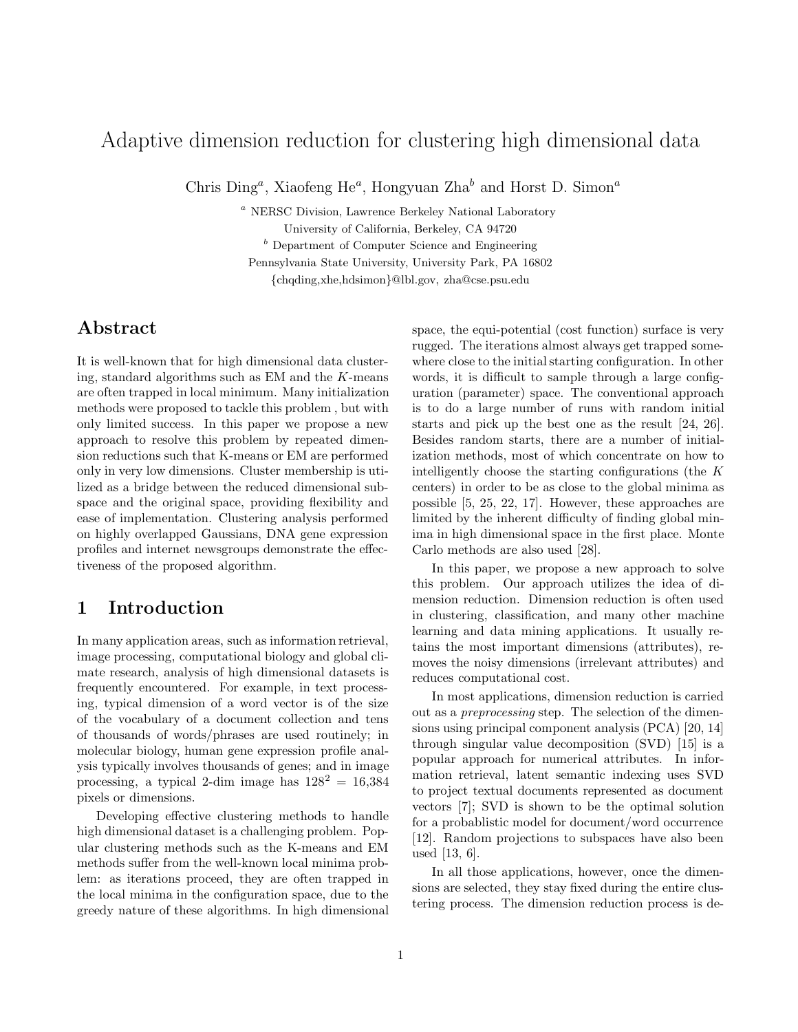# Adaptive dimension reduction for clustering high dimensional data

Chris Ding[a], Xiaofeng He[a], Hongyuan Zha[b] and Horst D. Simon[a]

[a] NERSC Division, Lawrence Berkeley National Laboratory
University of California, Berkeley, CA 94720
[b] Department of Computer Science and Engineering
Pennsylvania State University, University Park, PA 16802
{chqding,xhe,hdsimon}@lbl.gov, zha@cse.psu.edu

## Abstract

It is well-known that for high dimensional data clustering, standard algorithms such as EM and the $K$-means are often trapped in local minimum. Many initialization methods were proposed to tackle this problem , but with only limited success. In this paper we propose a new approach to resolve this problem by repeated dimension reductions such that K-means or EM are performed only in very low dimensions. Cluster membership is utilized as a bridge between the reduced dimensional subspace and the original space, providing flexibility and ease of implementation. Clustering analysis performed on highly overlapped Gaussians, DNA gene expression profiles and internet newsgroups demonstrate the effectiveness of the proposed algorithm.

## 1 Introduction

In many application areas, such as information retrieval, image processing, computational biology and global climate research, analysis of high dimensional datasets is frequently encountered. For example, in text processing, typical dimension of a word vector is of the size of the vocabulary of a document collection and tens of thousands of words/phrases are used routinely; in molecular biology, human gene expression profile analysis typically involves thousands of genes; and in image processing, a typical 2-dim image has $128^2$ = 16,384 pixels or dimensions.

Developing effective clustering methods to handle high dimensional dataset is a challenging problem. Popular clustering methods such as the K-means and EM methods suffer from the well-known local minima problem: as iterations proceed, they are often trapped in the local minima in the configuration space, due to the greedy nature of these algorithms. In high dimensional space, the equi-potential (cost function) surface is very rugged. The iterations almost always get trapped somewhere close to the initial starting configuration. In other words, it is difficult to sample through a large configuration (parameter) space. The conventional approach is to do a large number of runs with random initial starts and pick up the best one as the result [24, 26]. Besides random starts, there are a number of initialization methods, most of which concentrate on how to intelligently choose the starting configurations (the $K$ centers) in order to be as close to the global minima as possible [5, 25, 22, 17]. However, these approaches are limited by the inherent difficulty of finding global minima in high dimensional space in the first place. Monte Carlo methods are also used [28].

In this paper, we propose a new approach to solve this problem. Our approach utilizes the idea of dimension reduction. Dimension reduction is often used in clustering, classification, and many other machine learning and data mining applications. It usually retains the most important dimensions (attributes), removes the noisy dimensions (irrelevant attributes) and reduces computational cost.

In most applications, dimension reduction is carried out as a *preprocessing* step. The selection of the dimensions using principal component analysis (PCA) [20, 14] through singular value decomposition (SVD) [15] is a popular approach for numerical attributes. In information retrieval, latent semantic indexing uses SVD to project textual documents represented as document vectors [7]; SVD is shown to be the optimal solution for a probablistic model for document/word occurrence [12]. Random projections to subspaces have also been used [13, 6].

In all those applications, however, once the dimensions are selected, they stay fixed during the entire clustering process. The dimension reduction process is de-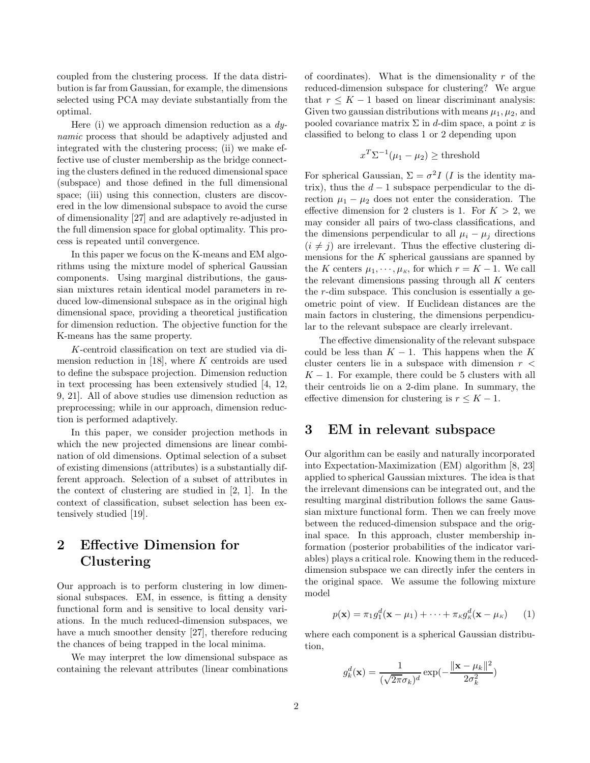coupled from the clustering process. If the data distribution is far from Gaussian, for example, the dimensions selected using PCA may deviate substantially from the optimal.

Here (i) we approach dimension reduction as a *dynamic* process that should be adaptively adjusted and integrated with the clustering process; (ii) we make effective use of cluster membership as the bridge connecting the clusters defined in the reduced dimensional space (subspace) and those defined in the full dimensional space; (iii) using this connection, clusters are discovered in the low dimensional subspace to avoid the curse of dimensionality [27] and are adaptively re-adjusted in the full dimension space for global optimality. This process is repeated until convergence.

In this paper we focus on the K-means and EM algorithms using the mixture model of spherical Gaussian components. Using marginal distributions, the gaussian mixtures retain identical model parameters in reduced low-dimensional subspace as in the original high dimensional space, providing a theoretical justification for dimension reduction. The objective function for the K-means has the same property.

$K$-centroid classification on text are studied via dimension reduction in [18], where $K$ centroids are used to define the subspace projection. Dimension reduction in text processing has been extensively studied [4, 12, 9, 21]. All of above studies use dimension reduction as preprocessing; while in our approach, dimension reduction is performed adaptively.

In this paper, we consider projection methods in which the new projected dimensions are linear combination of old dimensions. Optimal selection of a subset of existing dimensions (attributes) is a substantially different approach. Selection of a subset of attributes in the context of clustering are studied in [2, 1]. In the context of classification, subset selection has been extensively studied [19].

## 2 Effective Dimension for Clustering

Our approach is to perform clustering in low dimensional subspaces. EM, in essence, is fitting a density functional form and is sensitive to local density variations. In the much reduced-dimension subspaces, we have a much smoother density [27], therefore reducing the chances of being trapped in the local minima.

We may interpret the low dimensional subspace as containing the relevant attributes (linear combinations of coordinates). What is the dimensionality $r$ of the reduced-dimension subspace for clustering? We argue that $r \leq K - 1$ based on linear discriminant analysis: Given two gaussian distributions with means $\mu_1, \mu_2$, and pooled covariance matrix $\Sigma$ in $d$-dim space, a point $x$ is classified to belong to class 1 or 2 depending upon

$$x^T \Sigma^{-1}(\mu_1 - \mu_2) \geq \text{threshold}$$

For spherical Gaussian, $\Sigma = \sigma^2 I$ ($I$ is the identity matrix), thus the $d-1$ subspace perpendicular to the direction $\mu_1 - \mu_2$ does not enter the consideration. The effective dimension for 2 clusters is 1. For $K > 2$, we may consider all pairs of two-class classifications, and the dimensions perpendicular to all $\mu_i - \mu_j$ directions ($i \neq j$) are irrelevant. Thus the effective clustering dimensions for the $K$ spherical gaussians are spanned by the $K$ centers $\mu_1, \cdots, \mu_K$, for which $r = K - 1$. We call the relevant dimensions passing through all $K$ centers the $r$-dim subspace. This conclusion is essentially a geometric point of view. If Euclidean distances are the main factors in clustering, the dimensions perpendicular to the relevant subspace are clearly irrelevant.

The effective dimensionality of the relevant subspace could be less than $K - 1$. This happens when the $K$ cluster centers lie in a subspace with dimension $r < K - 1$. For example, there could be 5 clusters with all their centroids lie on a 2-dim plane. In summary, the effective dimension for clustering is $r \leq K - 1$.

## 3 EM in relevant subspace

Our algorithm can be easily and naturally incorporated into Expectation-Maximization (EM) algorithm [8, 23] applied to spherical Gaussian mixtures. The idea is that the irrelevant dimensions can be integrated out, and the resulting marginal distribution follows the same Gaussian mixture functional form. Then we can freely move between the reduced-dimension subspace and the original space. In this approach, cluster membership information (posterior probabilities of the indicator variables) plays a critical role. Knowing them in the reduced-dimension subspace we can directly infer the centers in the original space. We assume the following mixture model

$$p(\mathbf{x}) = \pi_1 g_1^d(\mathbf{x} - \mu_1) + \cdots + \pi_K g_K^d(\mathbf{x} - \mu_K) \qquad (1)$$

where each component is a spherical Gaussian distribution,

$$g_k^d(\mathbf{x}) = \frac{1}{(\sqrt{2\pi}\sigma_k)^d} \exp\left(-\frac{\|\mathbf{x} - \mu_k\|^2}{2\sigma_k^2}\right)$$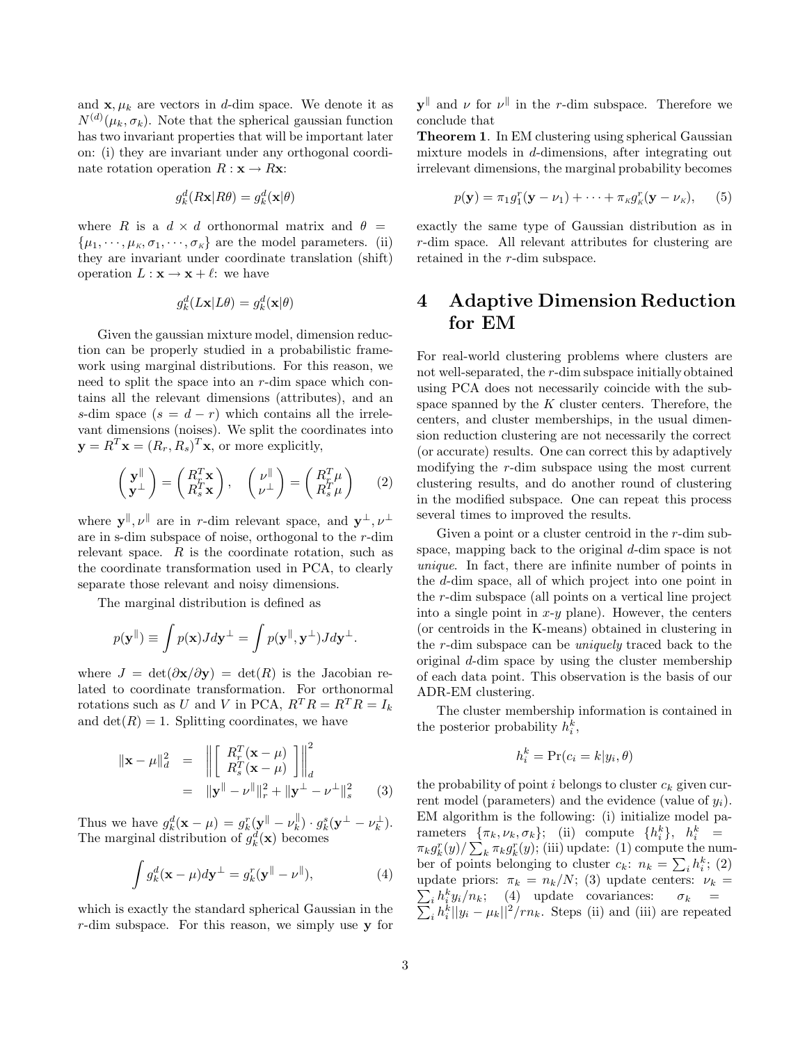and $\mathbf{x}, \mu_k$ are vectors in $d$-dim space. We denote it as $N^{(d)}(\mu_k, \sigma_k)$. Note that the spherical gaussian function has two invariant properties that will be important later on: (i) they are invariant under any orthogonal coordinate rotation operation $R: \mathbf{x} \to R\mathbf{x}$:

$$g_k^d(R\mathbf{x}|R\theta) = g_k^d(\mathbf{x}|\theta)$$

where $R$ is a $d \times d$ orthonormal matrix and $\theta = \{\mu_1, \cdots, \mu_K, \sigma_1, \cdots, \sigma_K\}$ are the model parameters. (ii) they are invariant under coordinate translation (shift) operation $L: \mathbf{x} \to \mathbf{x} + \ell$: we have

$$g_k^d(L\mathbf{x}|L\theta) = g_k^d(\mathbf{x}|\theta)$$

Given the gaussian mixture model, dimension reduction can be properly studied in a probabilistic framework using marginal distributions. For this reason, we need to split the space into an $r$-dim space which contains all the relevant dimensions (attributes), and an $s$-dim space ($s = d - r$) which contains all the irrelevant dimensions (noises). We split the coordinates into $\mathbf{y} = R^T\mathbf{x} = (R_r, R_s)^T\mathbf{x}$, or more explicitly,

$$\begin{pmatrix} \mathbf{y}^\parallel \\ \mathbf{y}^\perp \end{pmatrix} = \begin{pmatrix} R_r^T\mathbf{x} \\ R_s^T\mathbf{x} \end{pmatrix}, \quad \begin{pmatrix} \nu^\parallel \\ \nu^\perp \end{pmatrix} = \begin{pmatrix} R_r^T\mu \\ R_s^T\mu \end{pmatrix} \tag{2}$$

where $\mathbf{y}^\parallel, \nu^\parallel$ are in $r$-dim relevant space, and $\mathbf{y}^\perp, \nu^\perp$ are in s-dim subspace of noise, orthogonal to the $r$-dim relevant space. $R$ is the coordinate rotation, such as the coordinate transformation used in PCA, to clearly separate those relevant and noisy dimensions.

The marginal distribution is defined as

$$p(\mathbf{y}^\parallel) \equiv \int p(\mathbf{x}) J d\mathbf{y}^\perp = \int p(\mathbf{y}^\parallel, \mathbf{y}^\perp) J d\mathbf{y}^\perp.$$

where $J = \det(\partial\mathbf{x}/\partial\mathbf{y}) = \det(R)$ is the Jacobian related to coordinate transformation. For orthonormal rotations such as $U$ and $V$ in PCA, $R^T R = R^T R = I_k$ and $\det(R) = 1$. Splitting coordinates, we have

$$\begin{aligned} \|\mathbf{x} - \mu\|_d^2 &= \left\| \begin{bmatrix} R_r^T(\mathbf{x} - \mu) \\ R_s^T(\mathbf{x} - \mu) \end{bmatrix} \right\|_d^2 \\ &= \|\mathbf{y}^\parallel - \nu^\parallel\|_r^2 + \|\mathbf{y}^\perp - \nu^\perp\|_s^2 \end{aligned} \tag{3}$$

Thus we have $g_k^d(\mathbf{x} - \mu) = g_k^r(\mathbf{y}^\parallel - \nu_k^\parallel) \cdot g_k^s(\mathbf{y}^\perp - \nu_k^\perp)$. The marginal distribution of $g_k^d(\mathbf{x})$ becomes

$$\int g_k^d(\mathbf{x} - \mu) d\mathbf{y}^\perp = g_k^r(\mathbf{y}^\parallel - \nu^\parallel), \tag{4}$$

which is exactly the standard spherical Gaussian in the $r$-dim subspace. For this reason, we simply use $\mathbf{y}$ for $\mathbf{y}^\parallel$ and $\nu$ for $\nu^\parallel$ in the $r$-dim subspace. Therefore we conclude that

**Theorem 1**. In EM clustering using spherical Gaussian mixture models in $d$-dimensions, after integrating out irrelevant dimensions, the marginal probability becomes

$$p(\mathbf{y}) = \pi_1 g_1^r(\mathbf{y} - \nu_1) + \cdots + \pi_K g_K^r(\mathbf{y} - \nu_K), \tag{5}$$

exactly the same type of Gaussian distribution as in $r$-dim space. All relevant attributes for clustering are retained in the $r$-dim subspace.

# 4 Adaptive Dimension Reduction for EM

For real-world clustering problems where clusters are not well-separated, the $r$-dim subspace initially obtained using PCA does not necessarily coincide with the subspace spanned by the $K$ cluster centers. Therefore, the centers, and cluster memberships, in the usual dimension reduction clustering are not necessarily the correct (or accurate) results. One can correct this by adaptively modifying the $r$-dim subspace using the most current clustering results, and do another round of clustering in the modified subspace. One can repeat this process several times to improved the results.

Given a point or a cluster centroid in the $r$-dim subspace, mapping back to the original $d$-dim space is not *unique*. In fact, there are infinite number of points in the $d$-dim space, all of which project into one point in the $r$-dim subspace (all points on a vertical line project into a single point in $x$-$y$ plane). However, the centers (or centroids in the K-means) obtained in clustering in the $r$-dim subspace can be *uniquely* traced back to the original $d$-dim space by using the cluster membership of each data point. This observation is the basis of our ADR-EM clustering.

The cluster membership information is contained in the posterior probability $h_i^k$,

$$h_i^k = \Pr(c_i = k | y_i, \theta)$$

the probability of point $i$ belongs to cluster $c_k$ given current model (parameters) and the evidence (value of $y_i$). EM algorithm is the following: (i) initialize model parameters $\{\pi_k, \nu_k, \sigma_k\}$; (ii) compute $\{h_i^k\}$, $h_i^k = \pi_k g_k^r(y) / \sum_k \pi_k g_k^r(y)$; (iii) update: (1) compute the number of points belonging to cluster $c_k$: $n_k = \sum_i h_i^k$; (2) update priors: $\pi_k = n_k/N$; (3) update centers: $\nu_k = \sum_i h_i^k y_i / n_k$; (4) update covariances: $\sigma_k = \sum_i h_i^k ||y_i - \mu_k||^2 / r n_k$. Steps (ii) and (iii) are repeated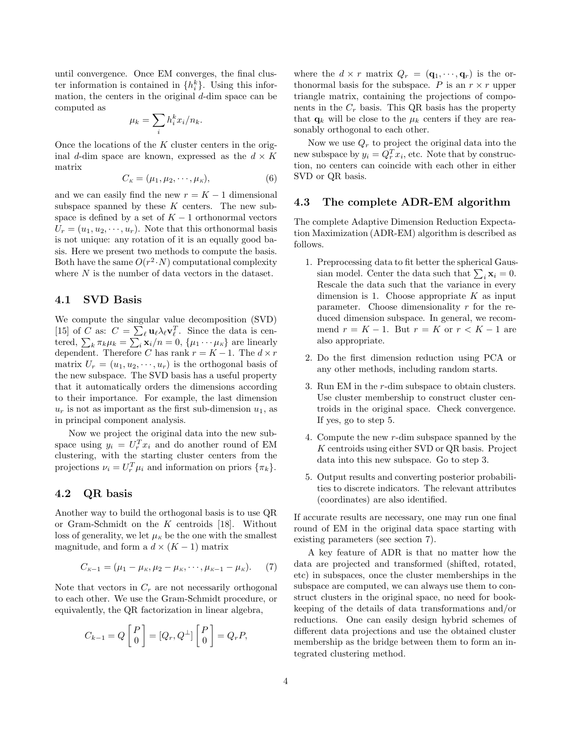until convergence. Once EM converges, the final cluster information is contained in $\{h_i^k\}$. Using this information, the centers in the original $d$-dim space can be computed as

$$\mu_k = \sum_i h_i^k x_i / n_k.$$

Once the locations of the $K$ cluster centers in the original $d$-dim space are known, expressed as the $d \times K$ matrix

$$C_K = (\mu_1, \mu_2, \cdots, \mu_K), \tag{6}$$

and we can easily find the new $r = K - 1$ dimensional subspace spanned by these $K$ centers. The new subspace is defined by a set of $K - 1$ orthonormal vectors $U_r = (u_1, u_2, \cdots, u_r)$. Note that this orthonormal basis is not unique: any rotation of it is an equally good basis. Here we present two methods to compute the basis. Both have the same $O(r^2 \cdot N)$ computational complexity where $N$ is the number of data vectors in the dataset.

### 4.1 SVD Basis

We compute the singular value decomposition (SVD) [15] of $C$ as: $C = \sum_\ell \mathbf{u}_\ell \lambda_\ell \mathbf{v}_\ell^T$. Since the data is centered, $\sum_k \pi_k \mu_k = \sum_i \mathbf{x}_i / n = 0$, $\{\mu_1 \cdots \mu_K\}$ are linearly dependent. Therefore $C$ has rank $r = K - 1$. The $d \times r$ matrix $U_r = (u_1, u_2, \cdots, u_r)$ is the orthogonal basis of the new subspace. The SVD basis has a useful property that it automatically orders the dimensions according to their importance. For example, the last dimension $u_r$ is not as important as the first sub-dimension $u_1$, as in principal component analysis.

Now we project the original data into the new subspace using $y_i = U_r^T x_i$ and do another round of EM clustering, with the starting cluster centers from the projections $\nu_i = U_r^T \mu_i$ and information on priors $\{\pi_k\}$.

### 4.2 QR basis

Another way to build the orthogonal basis is to use QR or Gram-Schmidt on the $K$ centroids [18]. Without loss of generality, we let $\mu_K$ be the one with the smallest magnitude, and form a $d \times (K - 1)$ matrix

$$C_{K-1} = (\mu_1 - \mu_K, \mu_2 - \mu_K, \cdots, \mu_{K-1} - \mu_K). \tag{7}$$

Note that vectors in $C_r$ are not necessarily orthogonal to each other. We use the Gram-Schmidt procedure, or equivalently, the QR factorization in linear algebra,

$$C_{k-1} = Q \begin{bmatrix} P \\ 0 \end{bmatrix} = [Q_r, Q^\perp] \begin{bmatrix} P \\ 0 \end{bmatrix} = Q_r P,$$

where the $d \times r$ matrix $Q_r = (\mathbf{q}_1, \cdots, \mathbf{q}_r)$ is the orthonormal basis for the subspace. $P$ is an $r \times r$ upper triangle matrix, containing the projections of components in the $C_r$ basis. This QR basis has the property that $\mathbf{q}_k$ will be close to the $\mu_k$ centers if they are reasonably orthogonal to each other.

Now we use $Q_r$ to project the original data into the new subspace by $y_i = Q_r^T x_i$, etc. Note that by construction, no centers can coincide with each other in either SVD or QR basis.

### 4.3 The complete ADR-EM algorithm

The complete Adaptive Dimension Reduction Expectation Maximization (ADR-EM) algorithm is described as follows.

1. Preprocessing data to fit better the spherical Gaussian model. Center the data such that $\sum_i \mathbf{x}_i = 0$. Rescale the data such that the variance in every dimension is 1. Choose appropriate $K$ as input parameter. Choose dimensionality $r$ for the reduced dimension subspace. In general, we recommend $r = K - 1$. But $r = K$ or $r < K - 1$ are also appropriate.

2. Do the first dimension reduction using PCA or any other methods, including random starts.

3. Run EM in the $r$-dim subspace to obtain clusters. Use cluster membership to construct cluster centroids in the original space. Check convergence. If yes, go to step 5.

4. Compute the new $r$-dim subspace spanned by the $K$ centroids using either SVD or QR basis. Project data into this new subspace. Go to step 3.

5. Output results and converting posterior probabilities to discrete indicators. The relevant attributes (coordinates) are also identified.

If accurate results are necessary, one may run one final round of EM in the original data space starting with existing parameters (see section 7).

A key feature of ADR is that no matter how the data are projected and transformed (shifted, rotated, etc) in subspaces, once the cluster memberships in the subspace are computed, we can always use them to construct clusters in the original space, no need for bookkeeping of the details of data transformations and/or reductions. One can easily design hybrid schemes of different data projections and use the obtained cluster membership as the bridge between them to form an integrated clustering method.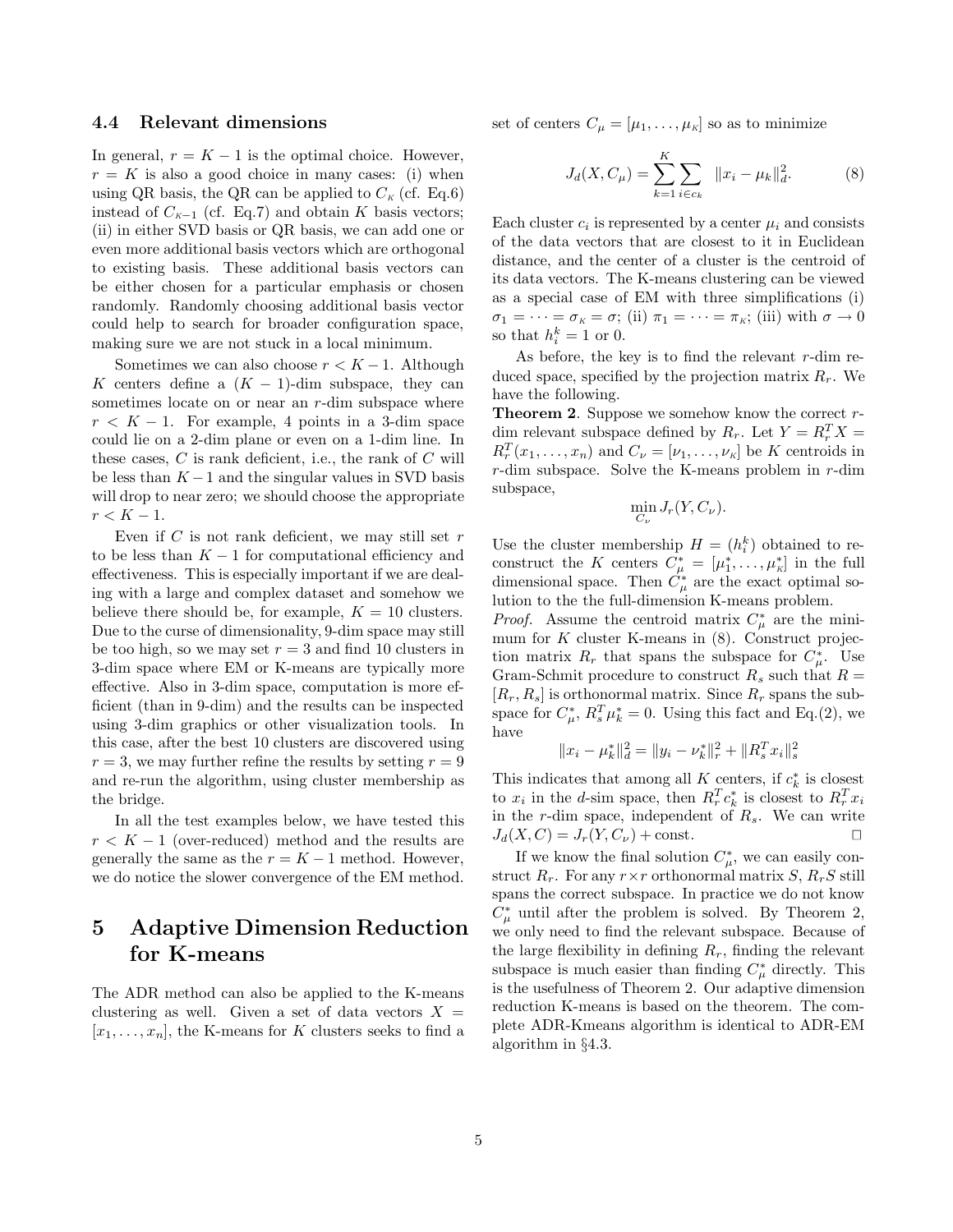### 4.4 Relevant dimensions

In general, $r = K - 1$ is the optimal choice. However, $r = K$ is also a good choice in many cases: (i) when using QR basis, the QR can be applied to $C_K$ (cf. Eq.6) instead of $C_{K-1}$ (cf. Eq.7) and obtain $K$ basis vectors; (ii) in either SVD basis or QR basis, we can add one or even more additional basis vectors which are orthogonal to existing basis. These additional basis vectors can be either chosen for a particular emphasis or chosen randomly. Randomly choosing additional basis vector could help to search for broader configuration space, making sure we are not stuck in a local minimum.

Sometimes we can also choose $r < K - 1$. Although $K$ centers define a $(K - 1)$-dim subspace, they can sometimes locate on or near an $r$-dim subspace where $r < K - 1$. For example, 4 points in a 3-dim space could lie on a 2-dim plane or even on a 1-dim line. In these cases, $C$ is rank deficient, i.e., the rank of $C$ will be less than $K-1$ and the singular values in SVD basis will drop to near zero; we should choose the appropriate $r < K - 1$.

Even if $C$ is not rank deficient, we may still set $r$ to be less than $K - 1$ for computational efficiency and effectiveness. This is especially important if we are dealing with a large and complex dataset and somehow we believe there should be, for example, $K = 10$ clusters. Due to the curse of dimensionality, 9-dim space may still be too high, so we may set $r = 3$ and find 10 clusters in 3-dim space where EM or K-means are typically more effective. Also in 3-dim space, computation is more efficient (than in 9-dim) and the results can be inspected using 3-dim graphics or other visualization tools. In this case, after the best 10 clusters are discovered using $r = 3$, we may further refine the results by setting $r = 9$ and re-run the algorithm, using cluster membership as the bridge.

In all the test examples below, we have tested this $r < K - 1$ (over-reduced) method and the results are generally the same as the $r = K - 1$ method. However, we do notice the slower convergence of the EM method.

## 5 Adaptive Dimension Reduction for K-means

The ADR method can also be applied to the K-means clustering as well. Given a set of data vectors $X = [x_1, \dots, x_n]$, the K-means for $K$ clusters seeks to find a set of centers $C_\mu = [\mu_1, \dots, \mu_K]$ so as to minimize

$$J_d(X, C_\mu) = \sum_{k=1}^{K} \sum_{i \in c_k} \|x_i - \mu_k\|_d^2. \tag{8}$$

Each cluster $c_i$ is represented by a center $\mu_i$ and consists of the data vectors that are closest to it in Euclidean distance, and the center of a cluster is the centroid of its data vectors. The K-means clustering can be viewed as a special case of EM with three simplifications (i) $\sigma_1 = \cdots = \sigma_K = \sigma$; (ii) $\pi_1 = \cdots = \pi_K$; (iii) with $\sigma \to 0$ so that $h_i^k = 1$ or 0.

As before, the key is to find the relevant $r$-dim reduced space, specified by the projection matrix $R_r$. We have the following.

**Theorem 2**. Suppose we somehow know the correct $r$-dim relevant subspace defined by $R_r$. Let $Y = R_r^T X = R_r^T(x_1, \dots, x_n)$ and $C_\nu = [\nu_1, \dots, \nu_K]$ be $K$ centroids in $r$-dim subspace. Solve the K-means problem in $r$-dim subspace,

$$\min_{C_\nu} J_r(Y, C_\nu).$$

Use the cluster membership $H = (h_i^k)$ obtained to reconstruct the $K$ centers $C_\mu^* = [\mu_1^*, \dots, \mu_K^*]$ in the full dimensional space. Then $C_\mu^*$ are the exact optimal solution to the the full-dimension K-means problem.

*Proof.* Assume the centroid matrix $C_\mu^*$ are the minimum for $K$ cluster K-means in (8). Construct projection matrix $R_r$ that spans the subspace for $C_\mu^*$. Use Gram-Schmit procedure to construct $R_s$ such that $R = [R_r, R_s]$ is orthonormal matrix. Since $R_r$ spans the subspace for $C_\mu^*$, $R_s^T \mu_k^* = 0$. Using this fact and Eq.(2), we have

$$\|x_i - \mu_k^*\|_d^2 = \|y_i - \nu_k^*\|_r^2 + \|R_s^T x_i\|_s^2$$

This indicates that among all $K$ centers, if $c_k^*$ is closest to $x_i$ in the $d$-sim space, then $R_r^T c_k^*$ is closest to $R_r^T x_i$ in the $r$-dim space, independent of $R_s$. We can write $J_d(X, C) = J_r(Y, C_\nu) + \text{const}$. □

If we know the final solution $C_\mu^*$, we can easily construct $R_r$. For any $r \times r$ orthonormal matrix $S$, $R_r S$ still spans the correct subspace. In practice we do not know $C_\mu^*$ until after the problem is solved. By Theorem 2, we only need to find the relevant subspace. Because of the large flexibility in defining $R_r$, finding the relevant subspace is much easier than finding $C_\mu^*$ directly. This is the usefulness of Theorem 2. Our adaptive dimension reduction K-means is based on the theorem. The complete ADR-Kmeans algorithm is identical to ADR-EM algorithm in §4.3.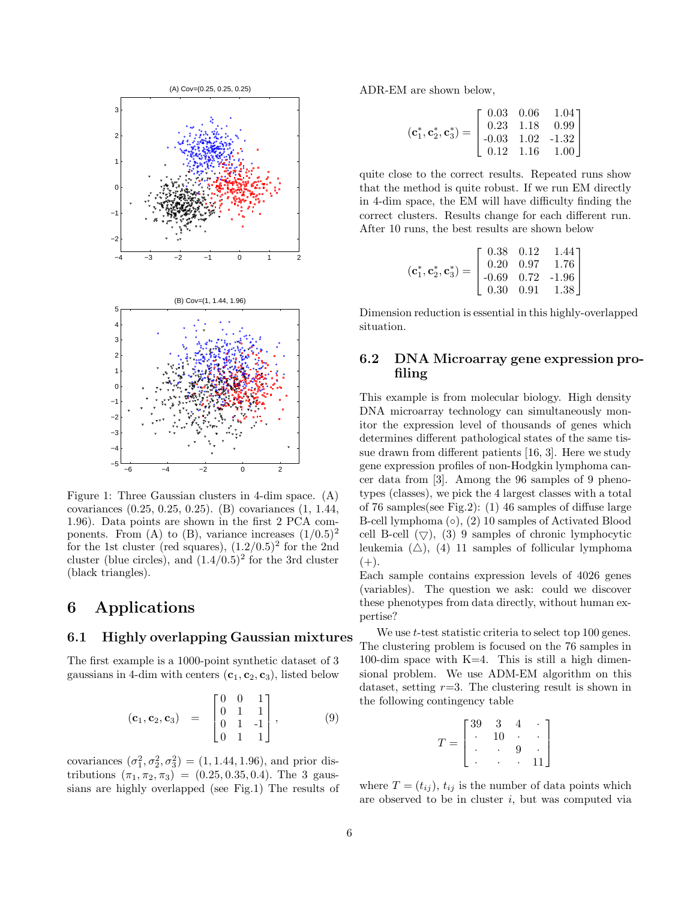Figure 1: Three Gaussian clusters in 4-dim space. (A) covariances (0.25, 0.25, 0.25). (B) covariances (1, 1.44, 1.96). Data points are shown in the first 2 PCA components. From (A) to (B), variance increases $(1/0.5)^2$ for the 1st cluster (red squares), $(1.2/0.5)^2$ for the 2nd cluster (blue circles), and $(1.4/0.5)^2$ for the 3rd cluster (black triangles).

# 6 Applications

## 6.1 Highly overlapping Gaussian mixtures

The first example is a 1000-point synthetic dataset of 3 gaussians in 4-dim with centers $(\mathbf{c}_1, \mathbf{c}_2, \mathbf{c}_3)$, listed below

$$(\mathbf{c}_1, \mathbf{c}_2, \mathbf{c}_3) \quad = \quad \begin{bmatrix} 0 & 0 & 1 \\ 0 & 1 & 1 \\ 0 & 1 & -1 \\ 0 & 1 & 1 \end{bmatrix}, \tag{9}$$

covariances $(\sigma_1^2, \sigma_2^2, \sigma_3^2) = (1, 1.44, 1.96)$, and prior distributions $(\pi_1, \pi_2, \pi_3) = (0.25, 0.35, 0.4)$. The 3 gaussians are highly overlapped (see Fig.1) The results of ADR-EM are shown below,

$$(\mathbf{c}_1^*, \mathbf{c}_2^*, \mathbf{c}_3^*) = \begin{bmatrix} 0.03 & 0.06 & 1.04 \\ 0.23 & 1.18 & 0.99 \\ -0.03 & 1.02 & -1.32 \\ 0.12 & 1.16 & 1.00 \end{bmatrix}$$

quite close to the correct results. Repeated runs show that the method is quite robust. If we run EM directly in 4-dim space, the EM will have difficulty finding the correct clusters. Results change for each different run. After 10 runs, the best results are shown below

$$(\mathbf{c}_1^*, \mathbf{c}_2^*, \mathbf{c}_3^*) = \begin{bmatrix} 0.38 & 0.12 & 1.44 \\ 0.20 & 0.97 & 1.76 \\ -0.69 & 0.72 & -1.96 \\ 0.30 & 0.91 & 1.38 \end{bmatrix}$$

Dimension reduction is essential in this highly-overlapped situation.

## 6.2 DNA Microarray gene expression profiling

This example is from molecular biology. High density DNA microarray technology can simultaneously monitor the expression level of thousands of genes which determines different pathological states of the same tissue drawn from different patients [16, 3]. Here we study gene expression profiles of non-Hodgkin lymphoma cancer data from [3]. Among the 96 samples of 9 phenotypes (classes), we pick the 4 largest classes with a total of 76 samples(see Fig.2): (1) 46 samples of diffuse large B-cell lymphoma (○), (2) 10 samples of Activated Blood cell B-cell (▽), (3) 9 samples of chronic lymphocytic leukemia (△), (4) 11 samples of follicular lymphoma (+).

Each sample contains expression levels of 4026 genes (variables). The question we ask: could we discover these phenotypes from data directly, without human expertise?

We use $t$-test statistic criteria to select top 100 genes. The clustering problem is focused on the 76 samples in 100-dim space with K=4. This is still a high dimensional problem. We use ADM-EM algorithm on this dataset, setting $r$=3. The clustering result is shown in the following contingency table

$$T = \begin{bmatrix} 39 & 3 & 4 & \cdot \\ \cdot & 10 & \cdot & \cdot \\ \cdot & \cdot & 9 & \cdot \\ \cdot & \cdot & \cdot & 11 \end{bmatrix}$$

where $T = (t_{ij})$, $t_{ij}$ is the number of data points which are observed to be in cluster $i$, but was computed via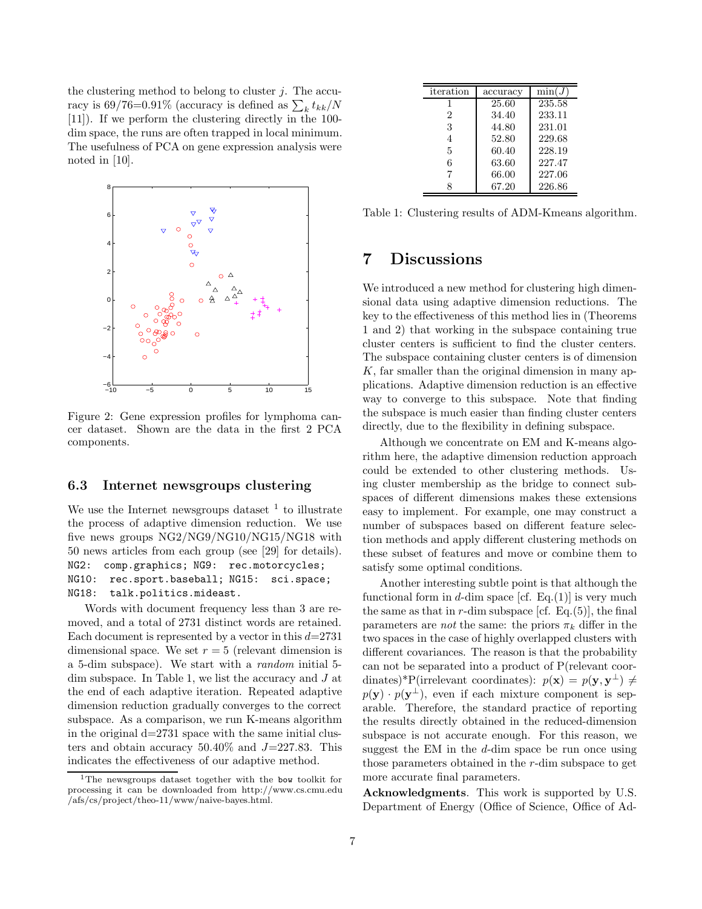the clustering method to belong to cluster $j$. The accuracy is 69/76=0.91% (accuracy is defined as $\sum_k t_{kk}/N$ [11]). If we perform the clustering directly in the 100-dim space, the runs are often trapped in local minimum. The usefulness of PCA on gene expression analysis were noted in [10].

Figure 2: Gene expression profiles for lymphoma cancer dataset. Shown are the data in the first 2 PCA components.

### 6.3 Internet newsgroups clustering

We use the Internet newsgroups dataset [1] to illustrate the process of adaptive dimension reduction. We use five news groups NG2/NG9/NG10/NG15/NG18 with 50 news articles from each group (see [29] for details). `NG2: comp.graphics; NG9: rec.motorcycles; NG10: rec.sport.baseball; NG15: sci.space; NG18: talk.politics.mideast.`

Words with document frequency less than 3 are removed, and a total of 2731 distinct words are retained. Each document is represented by a vector in this $d$=2731 dimensional space. We set $r = 5$ (relevant dimension is a 5-dim subspace). We start with a *random* initial 5-dim subspace. In Table 1, we list the accuracy and $J$ at the end of each adaptive iteration. Repeated adaptive dimension reduction gradually converges to the correct subspace. As a comparison, we run K-means algorithm in the original d=2731 space with the same initial clusters and obtain accuracy 50.40% and $J$=227.83. This indicates the effectiveness of our adaptive method.

[1] The newsgroups dataset together with the bow toolkit for processing it can be downloaded from http://www.cs.cmu.edu /afs/cs/project/theo-11/www/naive-bayes.html.

| iteration | accuracy | $\min(J)$ |
|---|---|---|
| 1 | 25.60 | 235.58 |
| 2 | 34.40 | 233.11 |
| 3 | 44.80 | 231.01 |
| 4 | 52.80 | 229.68 |
| 5 | 60.40 | 228.19 |
| 6 | 63.60 | 227.47 |
| 7 | 66.00 | 227.06 |
| 8 | 67.20 | 226.86 |

Table 1: Clustering results of ADM-Kmeans algorithm.

## 7 Discussions

We introduced a new method for clustering high dimensional data using adaptive dimension reductions. The key to the effectiveness of this method lies in (Theorems 1 and 2) that working in the subspace containing true cluster centers is sufficient to find the cluster centers. The subspace containing cluster centers is of dimension $K$, far smaller than the original dimension in many applications. Adaptive dimension reduction is an effective way to converge to this subspace. Note that finding the subspace is much easier than finding cluster centers directly, due to the flexibility in defining subspace.

Although we concentrate on EM and K-means algorithm here, the adaptive dimension reduction approach could be extended to other clustering methods. Using cluster membership as the bridge to connect subspaces of different dimensions makes these extensions easy to implement. For example, one may construct a number of subspaces based on different feature selection methods and apply different clustering methods on these subset of features and move or combine them to satisfy some optimal conditions.

Another interesting subtle point is that although the functional form in $d$-dim space [cf. Eq.(1)] is very much the same as that in $r$-dim subspace [cf. Eq.(5)], the final parameters are *not* the same: the priors $\pi_k$ differ in the two spaces in the case of highly overlapped clusters with different covariances. The reason is that the probability can not be separated into a product of P(relevant coordinates)*P(irrelevant coordinates): $p(\mathbf{x}) = p(\mathbf{y}, \mathbf{y}^{\perp}) \neq p(\mathbf{y}) \cdot p(\mathbf{y}^{\perp})$, even if each mixture component is separable. Therefore, the standard practice of reporting the results directly obtained in the reduced-dimension subspace is not accurate enough. For this reason, we suggest the EM in the $d$-dim space be run once using those parameters obtained in the $r$-dim subspace to get more accurate final parameters.

**Acknowledgments**. This work is supported by U.S. Department of Energy (Office of Science, Office of Ad-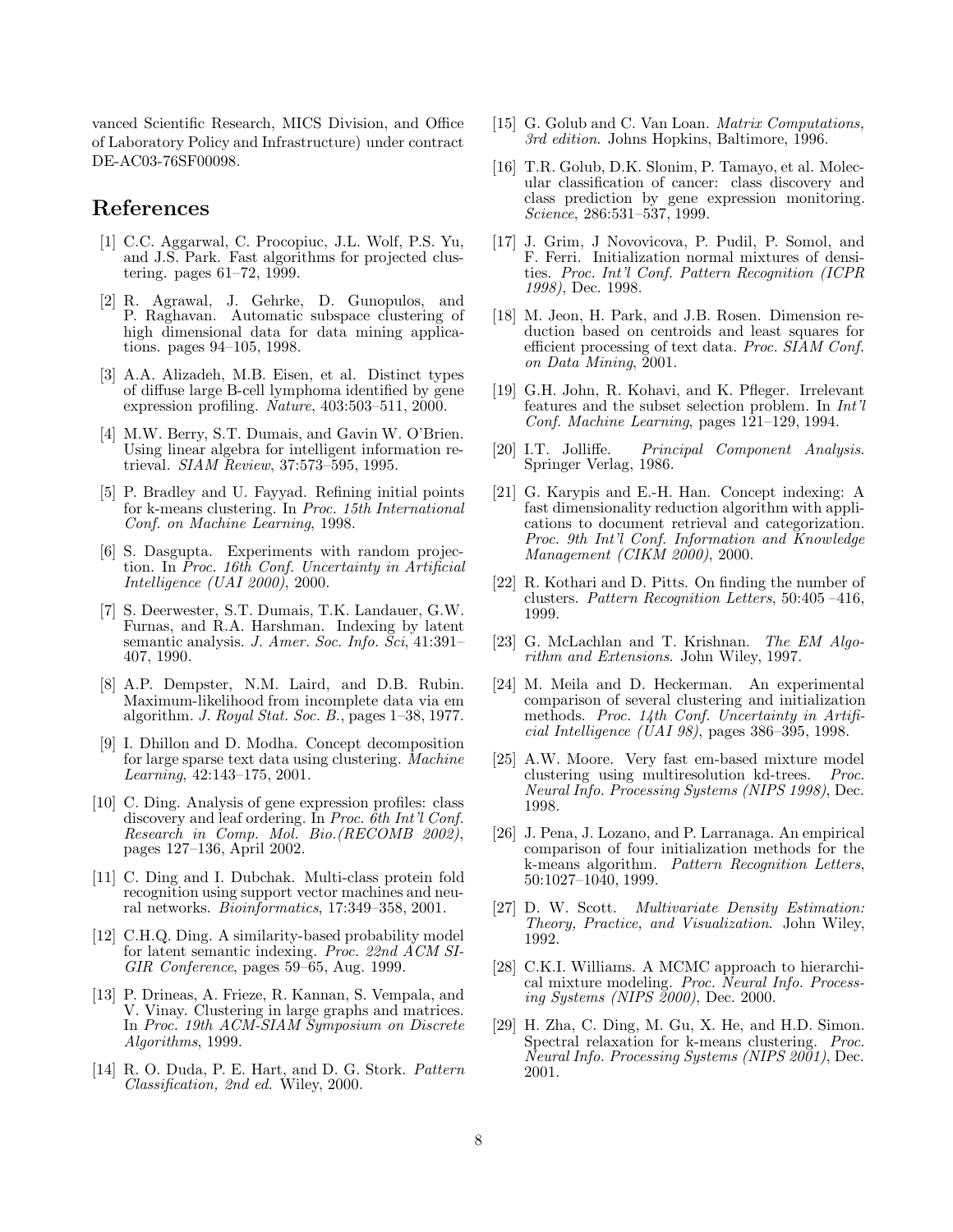vanced Scientific Research, MICS Division, and Office of Laboratory Policy and Infrastructure) under contract DE-AC03-76SF00098.

## References

[1] C.C. Aggarwal, C. Procopiuc, J.L. Wolf, P.S. Yu, and J.S. Park. Fast algorithms for projected clustering. pages 61–72, 1999.

[2] R. Agrawal, J. Gehrke, D. Gunopulos, and P. Raghavan. Automatic subspace clustering of high dimensional data for data mining applications. pages 94–105, 1998.

[3] A.A. Alizadeh, M.B. Eisen, et al. Distinct types of diffuse large B-cell lymphoma identified by gene expression profiling. *Nature*, 403:503–511, 2000.

[4] M.W. Berry, S.T. Dumais, and Gavin W. O'Brien. Using linear algebra for intelligent information retrieval. *SIAM Review*, 37:573–595, 1995.

[5] P. Bradley and U. Fayyad. Refining initial points for k-means clustering. In *Proc. 15th International Conf. on Machine Learning*, 1998.

[6] S. Dasgupta. Experiments with random projection. In *Proc. 16th Conf. Uncertainty in Artificial Intelligence (UAI 2000)*, 2000.

[7] S. Deerwester, S.T. Dumais, T.K. Landauer, G.W. Furnas, and R.A. Harshman. Indexing by latent semantic analysis. *J. Amer. Soc. Info. Sci*, 41:391–407, 1990.

[8] A.P. Dempster, N.M. Laird, and D.B. Rubin. Maximum-likelihood from incomplete data via em algorithm. *J. Royal Stat. Soc. B.*, pages 1–38, 1977.

[9] I. Dhillon and D. Modha. Concept decomposition for large sparse text data using clustering. *Machine Learning*, 42:143–175, 2001.

[10] C. Ding. Analysis of gene expression profiles: class discovery and leaf ordering. In *Proc. 6th Int'l Conf. Research in Comp. Mol. Bio.(RECOMB 2002)*, pages 127–136, April 2002.

[11] C. Ding and I. Dubchak. Multi-class protein fold recognition using support vector machines and neural networks. *Bioinformatics*, 17:349–358, 2001.

[12] C.H.Q. Ding. A similarity-based probability model for latent semantic indexing. *Proc. 22nd ACM SIGIR Conference*, pages 59–65, Aug. 1999.

[13] P. Drineas, A. Frieze, R. Kannan, S. Vempala, and V. Vinay. Clustering in large graphs and matrices. In *Proc. 19th ACM-SIAM Symposium on Discrete Algorithms*, 1999.

[14] R. O. Duda, P. E. Hart, and D. G. Stork. *Pattern Classification, 2nd ed.* Wiley, 2000.

[15] G. Golub and C. Van Loan. *Matrix Computations, 3rd edition*. Johns Hopkins, Baltimore, 1996.

[16] T.R. Golub, D.K. Slonim, P. Tamayo, et al. Molecular classification of cancer: class discovery and class prediction by gene expression monitoring. *Science*, 286:531–537, 1999.

[17] J. Grim, J Novovicova, P. Pudil, P. Somol, and F. Ferri. Initialization normal mixtures of densities. *Proc. Int'l Conf. Pattern Recognition (ICPR 1998)*, Dec. 1998.

[18] M. Jeon, H. Park, and J.B. Rosen. Dimension reduction based on centroids and least squares for efficient processing of text data. *Proc. SIAM Conf. on Data Mining*, 2001.

[19] G.H. John, R. Kohavi, and K. Pfleger. Irrelevant features and the subset selection problem. In *Int'l Conf. Machine Learning*, pages 121–129, 1994.

[20] I.T. Jolliffe. *Principal Component Analysis*. Springer Verlag, 1986.

[21] G. Karypis and E.-H. Han. Concept indexing: A fast dimensionality reduction algorithm with applications to document retrieval and categorization. *Proc. 9th Int'l Conf. Information and Knowledge Management (CIKM 2000)*, 2000.

[22] R. Kothari and D. Pitts. On finding the number of clusters. *Pattern Recognition Letters*, 50:405 –416, 1999.

[23] G. McLachlan and T. Krishnan. *The EM Algorithm and Extensions*. John Wiley, 1997.

[24] M. Meila and D. Heckerman. An experimental comparison of several clustering and initialization methods. *Proc. 14th Conf. Uncertainty in Artificial Intelligence (UAI 98)*, pages 386–395, 1998.

[25] A.W. Moore. Very fast em-based mixture model clustering using multiresolution kd-trees. *Proc. Neural Info. Processing Systems (NIPS 1998)*, Dec. 1998.

[26] J. Pena, J. Lozano, and P. Larranaga. An empirical comparison of four initialization methods for the k-means algorithm. *Pattern Recognition Letters*, 50:1027–1040, 1999.

[27] D. W. Scott. *Multivariate Density Estimation: Theory, Practice, and Visualization*. John Wiley, 1992.

[28] C.K.I. Williams. A MCMC approach to hierarchical mixture modeling. *Proc. Neural Info. Processing Systems (NIPS 2000)*, Dec. 2000.

[29] H. Zha, C. Ding, M. Gu, X. He, and H.D. Simon. Spectral relaxation for k-means clustering. *Proc. Neural Info. Processing Systems (NIPS 2001)*, Dec. 2001.